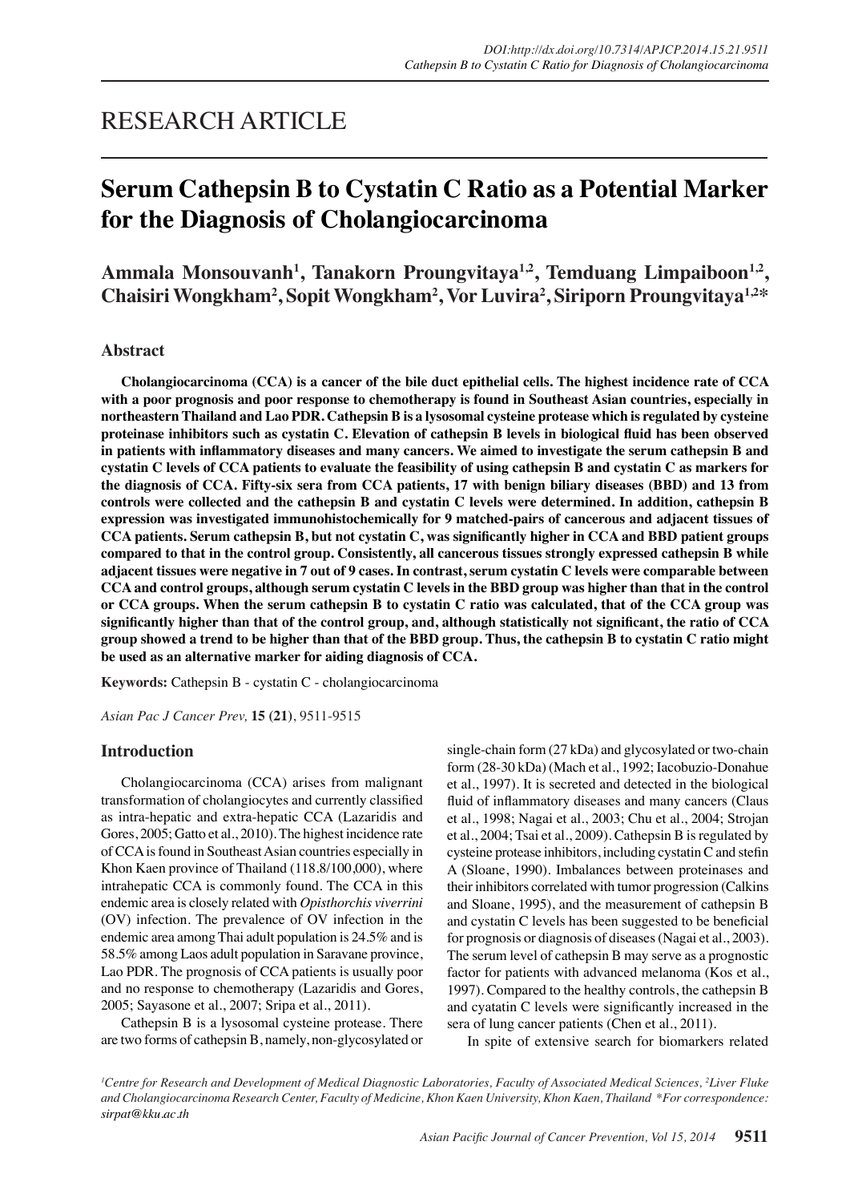# RESEARCH ARTICLE

# Serum Cathepsin B to Cystatin C Ratio as a Potential Marker for the Diagnosis of Cholangiocarcinoma

**Ammala Monsouvanh[1], Tanakorn Proungvitaya[1,2], Temduang Limpaiboon[1,2], Chaisiri Wongkham[2], Sopit Wongkham[2], Vor Luvira[2], Siriporn Proungvitaya[1,2]***

## Abstract

**Cholangiocarcinoma (CCA) is a cancer of the bile duct epithelial cells. The highest incidence rate of CCA with a poor prognosis and poor response to chemotherapy is found in Southeast Asian countries, especially in northeastern Thailand and Lao PDR. Cathepsin B is a lysosomal cysteine protease which is regulated by cysteine proteinase inhibitors such as cystatin C. Elevation of cathepsin B levels in biological fluid has been observed in patients with inflammatory diseases and many cancers. We aimed to investigate the serum cathepsin B and cystatin C levels of CCA patients to evaluate the feasibility of using cathepsin B and cystatin C as markers for the diagnosis of CCA. Fifty-six sera from CCA patients, 17 with benign biliary diseases (BBD) and 13 from controls were collected and the cathepsin B and cystatin C levels were determined. In addition, cathepsin B expression was investigated immunohistochemically for 9 matched-pairs of cancerous and adjacent tissues of CCA patients. Serum cathepsin B, but not cystatin C, was significantly higher in CCA and BBD patient groups compared to that in the control group. Consistently, all cancerous tissues strongly expressed cathepsin B while adjacent tissues were negative in 7 out of 9 cases. In contrast, serum cystatin C levels were comparable between CCA and control groups, although serum cystatin C levels in the BBD group was higher than that in the control or CCA groups. When the serum cathepsin B to cystatin C ratio was calculated, that of the CCA group was significantly higher than that of the control group, and, although statistically not significant, the ratio of CCA group showed a trend to be higher than that of the BBD group. Thus, the cathepsin B to cystatin C ratio might be used as an alternative marker for aiding diagnosis of CCA.**

**Keywords:** Cathepsin B - cystatin C - cholangiocarcinoma

*Asian Pac J Cancer Prev,* **15 (21)**, 9511-9515

## Introduction

Cholangiocarcinoma (CCA) arises from malignant transformation of cholangiocytes and currently classified as intra-hepatic and extra-hepatic CCA (Lazaridis and Gores, 2005; Gatto et al., 2010). The highest incidence rate of CCA is found in Southeast Asian countries especially in Khon Kaen province of Thailand (118.8/100,000), where intrahepatic CCA is commonly found. The CCA in this endemic area is closely related with *Opisthorchis viverrini* (OV) infection. The prevalence of OV infection in the endemic area among Thai adult population is 24.5% and is 58.5% among Laos adult population in Saravane province, Lao PDR. The prognosis of CCA patients is usually poor and no response to chemotherapy (Lazaridis and Gores, 2005; Sayasone et al., 2007; Sripa et al., 2011).

Cathepsin B is a lysosomal cysteine protease. There are two forms of cathepsin B, namely, non-glycosylated or single-chain form (27 kDa) and glycosylated or two-chain form (28-30 kDa) (Mach et al., 1992; Iacobuzio-Donahue et al., 1997). It is secreted and detected in the biological fluid of inflammatory diseases and many cancers (Claus et al., 1998; Nagai et al., 2003; Chu et al., 2004; Strojan et al., 2004; Tsai et al., 2009). Cathepsin B is regulated by cysteine protease inhibitors, including cystatin C and stefin A (Sloane, 1990). Imbalances between proteinases and their inhibitors correlated with tumor progression (Calkins and Sloane, 1995), and the measurement of cathepsin B and cystatin C levels has been suggested to be beneficial for prognosis or diagnosis of diseases (Nagai et al., 2003). The serum level of cathepsin B may serve as a prognostic factor for patients with advanced melanoma (Kos et al., 1997). Compared to the healthy controls, the cathepsin B and cyatatin C levels were significantly increased in the sera of lung cancer patients (Chen et al., 2011).

In spite of extensive search for biomarkers related

*[1]Centre for Research and Development of Medical Diagnostic Laboratories, Faculty of Associated Medical Sciences, [2]Liver Fluke and Cholangiocarcinoma Research Center, Faculty of Medicine, Khon Kaen University, Khon Kaen, Thailand *For correspondence: sirpat@kku.ac.th*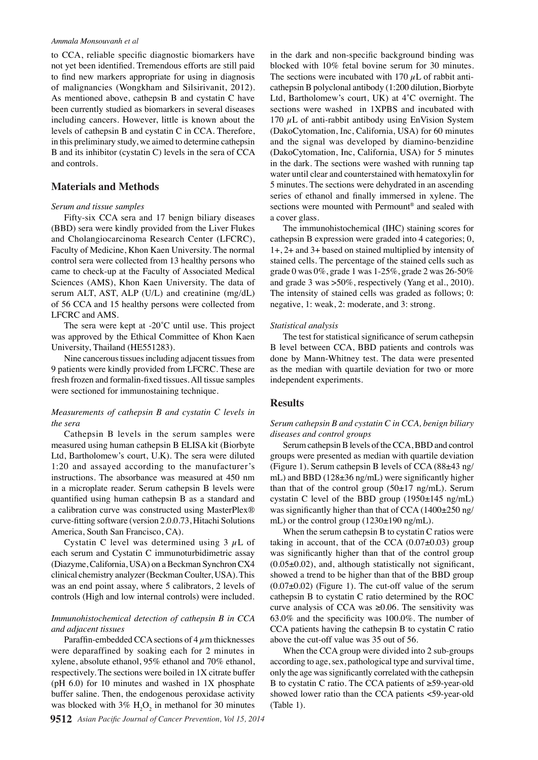to CCA, reliable specific diagnostic biomarkers have not yet been identified. Tremendous efforts are still paid to find new markers appropriate for using in diagnosis of malignancies (Wongkham and Silsirivanit, 2012). As mentioned above, cathepsin B and cystatin C have been currently studied as biomarkers in several diseases including cancers. However, little is known about the levels of cathepsin B and cystatin C in CCA. Therefore, in this preliminary study, we aimed to determine cathepsin B and its inhibitor (cystatin C) levels in the sera of CCA and controls.

## Materials and Methods

*Serum and tissue samples*

Fifty-six CCA sera and 17 benign biliary diseases (BBD) sera were kindly provided from the Liver Flukes and Cholangiocarcinoma Research Center (LFCRC), Faculty of Medicine, Khon Kaen University. The normal control sera were collected from 13 healthy persons who came to check-up at the Faculty of Associated Medical Sciences (AMS), Khon Kaen University. The data of serum ALT, AST, ALP (U/L) and creatinine (mg/dL) of 56 CCA and 15 healthy persons were collected from LFCRC and AMS.

The sera were kept at -20˚C until use. This project was approved by the Ethical Committee of Khon Kaen University, Thailand (HE551283).

Nine cancerous tissues including adjacent tissues from 9 patients were kindly provided from LFCRC. These are fresh frozen and formalin-fixed tissues. All tissue samples were sectioned for immunostaining technique.

*Measurements of cathepsin B and cystatin C levels in the sera*

Cathepsin B levels in the serum samples were measured using human cathepsin B ELISA kit (Biorbyte Ltd, Bartholomew's court, U.K). The sera were diluted 1:20 and assayed according to the manufacturer's instructions. The absorbance was measured at 450 nm in a microplate reader. Serum cathepsin B levels were quantified using human cathepsin B as a standard and a calibration curve was constructed using MasterPlex® curve-fitting software (version 2.0.0.73, Hitachi Solutions America, South San Francisco, CA).

Cystatin C level was determined using 3 $\mu$L of each serum and Cystatin C immunoturbidimetric assay (Diazyme, California, USA) on a Beckman Synchron CX4 clinical chemistry analyzer (Beckman Coulter, USA). This was an end point assay, where 5 calibrators, 2 levels of controls (High and low internal controls) were included.

*Immunohistochemical detection of cathepsin B in CCA and adjacent tissues*

Paraffin-embedded CCA sections of 4 $\mu$m thicknesses were deparaffined by soaking each for 2 minutes in xylene, absolute ethanol, 95% ethanol and 70% ethanol, respectively. The sections were boiled in 1X citrate buffer (pH 6.0) for 10 minutes and washed in 1X phosphate buffer saline. Then, the endogenous peroxidase activity was blocked with 3% $H_2O_2$ in methanol for 30 minutes in the dark and non-specific background binding was blocked with 10% fetal bovine serum for 30 minutes. The sections were incubated with 170 $\mu$L of rabbit anti-cathepsin B polyclonal antibody (1:200 dilution, Biorbyte Ltd, Bartholomew's court, UK) at 4˚C overnight. The sections were washed in 1XPBS and incubated with 170 $\mu$L of anti-rabbit antibody using EnVision System (DakoCytomation, Inc, California, USA) for 60 minutes and the signal was developed by diamino-benzidine (DakoCytomation, Inc, California, USA) for 5 minutes in the dark. The sections were washed with running tap water until clear and counterstained with hematoxylin for 5 minutes. The sections were dehydrated in an ascending series of ethanol and finally immersed in xylene. The sections were mounted with Permount® and sealed with a cover glass.

The immunohistochemical (IHC) staining scores for cathepsin B expression were graded into 4 categories; 0, 1+, 2+ and 3+ based on stained multiplied by intensity of stained cells. The percentage of the stained cells such as grade 0 was 0%, grade 1 was 1-25%, grade 2 was 26-50% and grade 3 was >50%, respectively (Yang et al., 2010). The intensity of stained cells was graded as follows; 0: negative, 1: weak, 2: moderate, and 3: strong.

*Statistical analysis*

The test for statistical significance of serum cathepsin B level between CCA, BBD patients and controls was done by Mann-Whitney test. The data were presented as the median with quartile deviation for two or more independent experiments.

## Results

*Serum cathepsin B and cystatin C in CCA, benign biliary diseases and control groups*

Serum cathepsin B levels of the CCA, BBD and control groups were presented as median with quartile deviation (Figure 1). Serum cathepsin B levels of CCA (88±43 ng/mL) and BBD (128±36 ng/mL) were significantly higher than that of the control group (50±17 ng/mL). Serum cystatin C level of the BBD group (1950±145 ng/mL) was significantly higher than that of CCA (1400±250 ng/mL) or the control group (1230±190 ng/mL).

When the serum cathepsin B to cystatin C ratios were taking in account, that of the CCA (0.07±0.03) group was significantly higher than that of the control group (0.05±0.02), and, although statistically not significant, showed a trend to be higher than that of the BBD group (0.07±0.02) (Figure 1). The cut-off value of the serum cathepsin B to cystatin C ratio determined by the ROC curve analysis of CCA was ≥0.06. The sensitivity was 63.0% and the specificity was 100.0%. The number of CCA patients having the cathepsin B to cystatin C ratio above the cut-off value was 35 out of 56.

When the CCA group were divided into 2 sub-groups according to age, sex, pathological type and survival time, only the age was significantly correlated with the cathepsin B to cystatin C ratio. The CCA patients of ≥59-year-old showed lower ratio than the CCA patients <59-year-old (Table 1).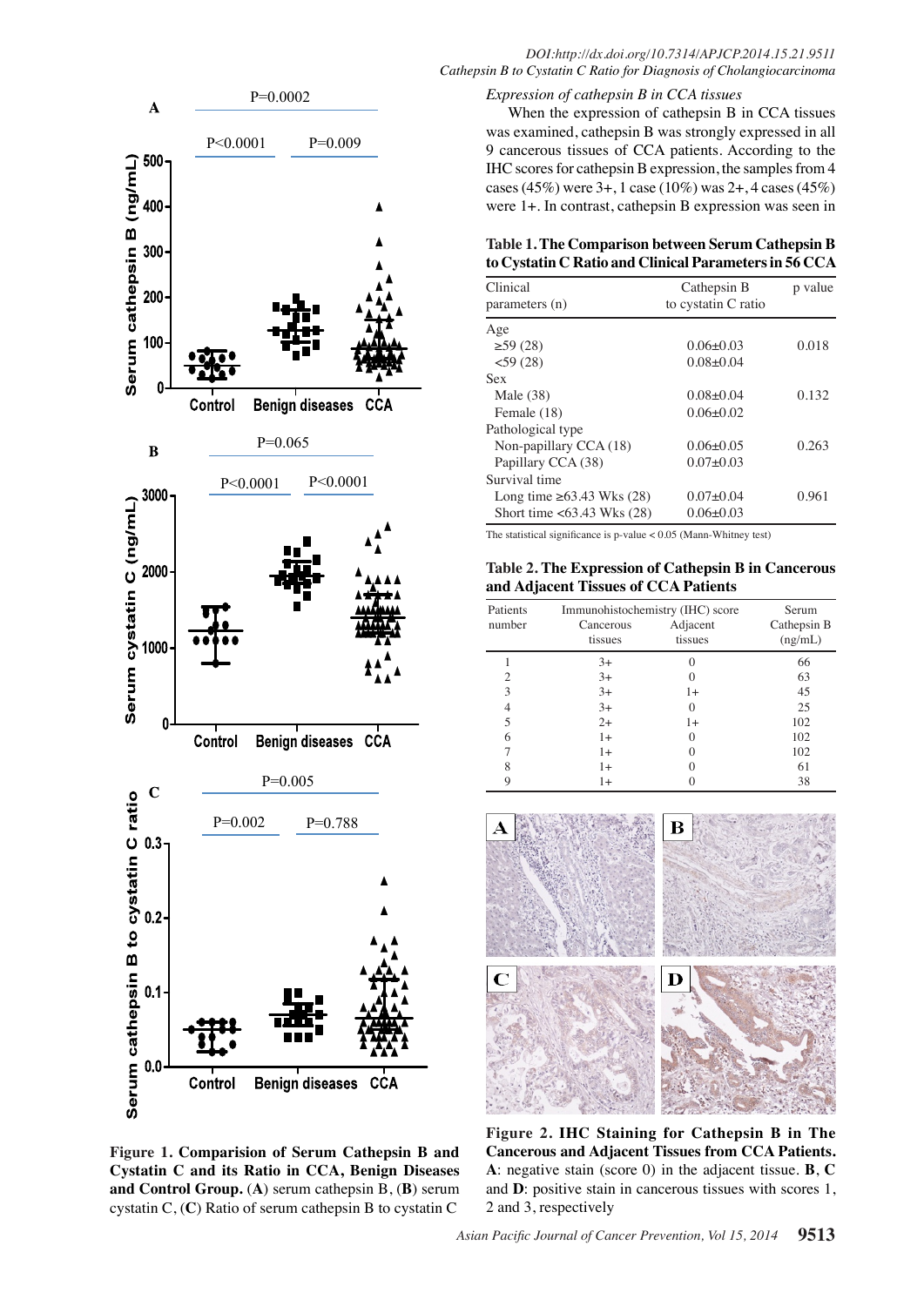### Expression of cathepsin B in CCA tissues

When the expression of cathepsin B in CCA tissues was examined, cathepsin B was strongly expressed in all 9 cancerous tissues of CCA patients. According to the IHC scores for cathepsin B expression, the samples from 4 cases (45%) were 3+, 1 case (10%) was 2+, 4 cases (45%) were 1+. In contrast, cathepsin B expression was seen in

**Table 1. The Comparison between Serum Cathepsin B to Cystatin C Ratio and Clinical Parameters in 56 CCA**

| Clinical parameters (n) | Cathepsin B to cystatin C ratio | p value |
|---|---|---|
| Age | | |
| ≥59 (28) | 0.06±0.03 | 0.018 |
| <59 (28) | 0.08±0.04 | |
| Sex | | |
| Male (38) | 0.08±0.04 | 0.132 |
| Female (18) | 0.06±0.02 | |
| Pathological type | | |
| Non-papillary CCA (18) | 0.06±0.05 | 0.263 |
| Papillary CCA (38) | 0.07±0.03 | |
| Survival time | | |
| Long time ≥63.43 Wks (28) | 0.07±0.04 | 0.961 |
| Short time <63.43 Wks (28) | 0.06±0.03 | |

The statistical significance is p-value < 0.05 (Mann-Whitney test)

**Table 2. The Expression of Cathepsin B in Cancerous and Adjacent Tissues of CCA Patients**

| Patients number | Immunohistochemistry (IHC) score | | Serum Cathepsin B (ng/mL) |
|---|---|---|---|
| | Cancerous tissues | Adjacent tissues | |
| 1 | 3+ | 0 | 66 |
| 2 | 3+ | 0 | 63 |
| 3 | 3+ | 1+ | 45 |
| 4 | 3+ | 0 | 25 |
| 5 | 2+ | 1+ | 102 |
| 6 | 1+ | 0 | 102 |
| 7 | 1+ | 0 | 102 |
| 8 | 1+ | 0 | 61 |
| 9 | 1+ | 0 | 38 |

**Figure 1. Comparision of Serum Cathepsin B and Cystatin C and its Ratio in CCA, Benign Diseases and Control Group.** (**A**) serum cathepsin B, (**B**) serum cystatin C, (**C**) Ratio of serum cathepsin B to cystatin C

**Figure 2. IHC Staining for Cathepsin B in The Cancerous and Adjacent Tissues from CCA Patients.** **A**: negative stain (score 0) in the adjacent tissue. **B**, **C** and **D**: positive stain in cancerous tissues with scores 1, 2 and 3, respectively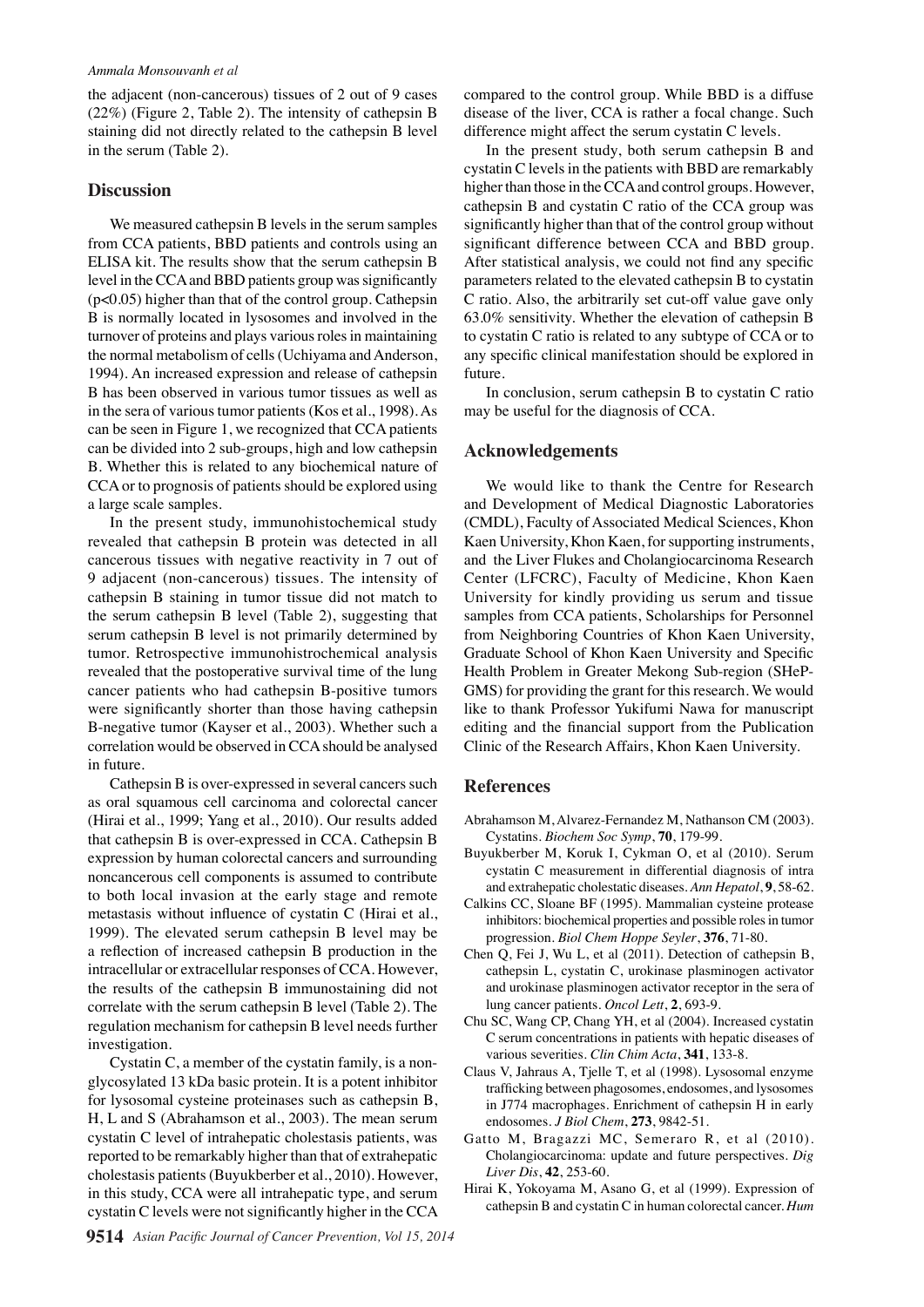the adjacent (non-cancerous) tissues of 2 out of 9 cases (22%) (Figure 2, Table 2). The intensity of cathepsin B staining did not directly related to the cathepsin B level in the serum (Table 2).

## Discussion

We measured cathepsin B levels in the serum samples from CCA patients, BBD patients and controls using an ELISA kit. The results show that the serum cathepsin B level in the CCA and BBD patients group was significantly ($p<0.05$) higher than that of the control group. Cathepsin B is normally located in lysosomes and involved in the turnover of proteins and plays various roles in maintaining the normal metabolism of cells (Uchiyama and Anderson, 1994). An increased expression and release of cathepsin B has been observed in various tumor tissues as well as in the sera of various tumor patients (Kos et al., 1998). As can be seen in Figure 1, we recognized that CCA patients can be divided into 2 sub-groups, high and low cathepsin B. Whether this is related to any biochemical nature of CCA or to prognosis of patients should be explored using a large scale samples.

In the present study, immunohistochemical study revealed that cathepsin B protein was detected in all cancerous tissues with negative reactivity in 7 out of 9 adjacent (non-cancerous) tissues. The intensity of cathepsin B staining in tumor tissue did not match to the serum cathepsin B level (Table 2), suggesting that serum cathepsin B level is not primarily determined by tumor. Retrospective immunohistrochemical analysis revealed that the postoperative survival time of the lung cancer patients who had cathepsin B-positive tumors were significantly shorter than those having cathepsin B-negative tumor (Kayser et al., 2003). Whether such a correlation would be observed in CCA should be analysed in future.

Cathepsin B is over-expressed in several cancers such as oral squamous cell carcinoma and colorectal cancer (Hirai et al., 1999; Yang et al., 2010). Our results added that cathepsin B is over-expressed in CCA. Cathepsin B expression by human colorectal cancers and surrounding noncancerous cell components is assumed to contribute to both local invasion at the early stage and remote metastasis without influence of cystatin C (Hirai et al., 1999). The elevated serum cathepsin B level may be a reflection of increased cathepsin B production in the intracellular or extracellular responses of CCA. However, the results of the cathepsin B immunostaining did not correlate with the serum cathepsin B level (Table 2). The regulation mechanism for cathepsin B level needs further investigation.

Cystatin C, a member of the cystatin family, is a non-glycosylated 13 kDa basic protein. It is a potent inhibitor for lysosomal cysteine proteinases such as cathepsin B, H, L and S (Abrahamson et al., 2003). The mean serum cystatin C level of intrahepatic cholestasis patients, was reported to be remarkably higher than that of extrahepatic cholestasis patients (Buyukberber et al., 2010). However, in this study, CCA were all intrahepatic type, and serum cystatin C levels were not significantly higher in the CCA compared to the control group. While BBD is a diffuse disease of the liver, CCA is rather a focal change. Such difference might affect the serum cystatin C levels.

In the present study, both serum cathepsin B and cystatin C levels in the patients with BBD are remarkably higher than those in the CCA and control groups. However, cathepsin B and cystatin C ratio of the CCA group was significantly higher than that of the control group without significant difference between CCA and BBD group. After statistical analysis, we could not find any specific parameters related to the elevated cathepsin B to cystatin C ratio. Also, the arbitrarily set cut-off value gave only 63.0% sensitivity. Whether the elevation of cathepsin B to cystatin C ratio is related to any subtype of CCA or to any specific clinical manifestation should be explored in future.

In conclusion, serum cathepsin B to cystatin C ratio may be useful for the diagnosis of CCA.

## Acknowledgements

We would like to thank the Centre for Research and Development of Medical Diagnostic Laboratories (CMDL), Faculty of Associated Medical Sciences, Khon Kaen University, Khon Kaen, for supporting instruments, and the Liver Flukes and Cholangiocarcinoma Research Center (LFCRC), Faculty of Medicine, Khon Kaen University for kindly providing us serum and tissue samples from CCA patients, Scholarships for Personnel from Neighboring Countries of Khon Kaen University, Graduate School of Khon Kaen University and Specific Health Problem in Greater Mekong Sub-region (SHeP-GMS) for providing the grant for this research. We would like to thank Professor Yukifumi Nawa for manuscript editing and the financial support from the Publication Clinic of the Research Affairs, Khon Kaen University.

## References

Abrahamson M, Alvarez-Fernandez M, Nathanson CM (2003). Cystatins. *Biochem Soc Symp*, **70**, 179-99.

Buyukberber M, Koruk I, Cykman O, et al (2010). Serum cystatin C measurement in differential diagnosis of intra and extrahepatic cholestatic diseases. *Ann Hepatol*, **9**, 58-62.

Calkins CC, Sloane BF (1995). Mammalian cysteine protease inhibitors: biochemical properties and possible roles in tumor progression. *Biol Chem Hoppe Seyler*, **376**, 71-80.

Chen Q, Fei J, Wu L, et al (2011). Detection of cathepsin B, cathepsin L, cystatin C, urokinase plasminogen activator and urokinase plasminogen activator receptor in the sera of lung cancer patients. *Oncol Lett*, **2**, 693-9.

Chu SC, Wang CP, Chang YH, et al (2004). Increased cystatin C serum concentrations in patients with hepatic diseases of various severities. *Clin Chim Acta*, **341**, 133-8.

Claus V, Jahraus A, Tjelle T, et al (1998). Lysosomal enzyme trafficking between phagosomes, endosomes, and lysosomes in J774 macrophages. Enrichment of cathepsin H in early endosomes. *J Biol Chem*, **273**, 9842-51.

Gatto M, Bragazzi MC, Semeraro R, et al (2010). Cholangiocarcinoma: update and future perspectives. *Dig Liver Dis*, **42**, 253-60.

Hirai K, Yokoyama M, Asano G, et al (1999). Expression of cathepsin B and cystatin C in human colorectal cancer. *Hum*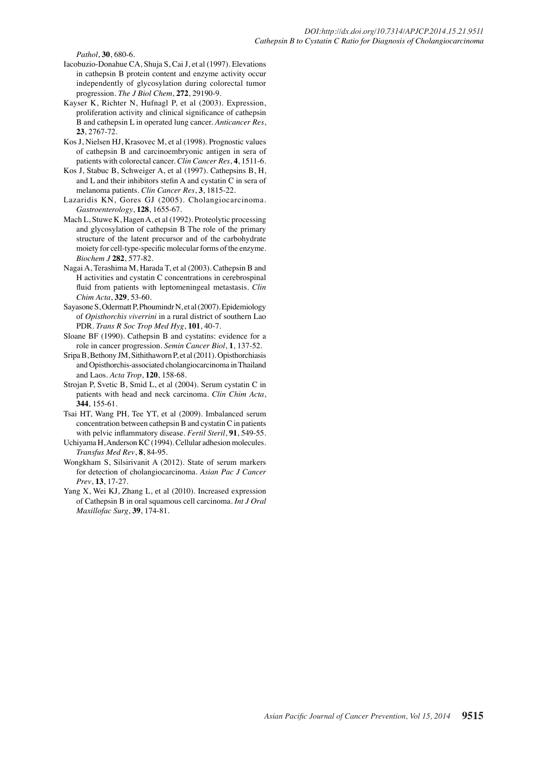*Pathol*, **30**, 680-6.

Iacobuzio-Donahue CA, Shuja S, Cai J, et al (1997). Elevations in cathepsin B protein content and enzyme activity occur independently of glycosylation during colorectal tumor progression. *The J Biol Chem*, **272**, 29190-9.

Kayser K, Richter N, Hufnagl P, et al (2003). Expression, proliferation activity and clinical significance of cathepsin B and cathepsin L in operated lung cancer. *Anticancer Res*, **23**, 2767-72.

Kos J, Nielsen HJ, Krasovec M, et al (1998). Prognostic values of cathepsin B and carcinoembryonic antigen in sera of patients with colorectal cancer. *Clin Cancer Res*, **4**, 1511-6.

Kos J, Stabuc B, Schweiger A, et al (1997). Cathepsins B, H, and L and their inhibitors stefin A and cystatin C in sera of melanoma patients. *Clin Cancer Res*, **3**, 1815-22.

Lazaridis KN, Gores GJ (2005). Cholangiocarcinoma. *Gastroenterology*, **128**, 1655-67.

Mach L, Stuwe K, Hagen A, et al (1992). Proteolytic processing and glycosylation of cathepsin B The role of the primary structure of the latent precursor and of the carbohydrate moiety for cell-type-specific molecular forms of the enzyme. *Biochem J* **282**, 577-82.

Nagai A, Terashima M, Harada T, et al (2003). Cathepsin B and H activities and cystatin C concentrations in cerebrospinal fluid from patients with leptomeningeal metastasis. *Clin Chim Acta*, **329**, 53-60.

Sayasone S, Odermatt P, Phoumindr N, et al (2007). Epidemiology of *Opisthorchis viverrini* in a rural district of southern Lao PDR. *Trans R Soc Trop Med Hyg*, **101**, 40-7.

Sloane BF (1990). Cathepsin B and cystatins: evidence for a role in cancer progression. *Semin Cancer Biol*, **1**, 137-52.

Sripa B, Bethony JM, Sithithaworn P, et al (2011). Opisthorchiasis and Opisthorchis-associated cholangiocarcinoma in Thailand and Laos. *Acta Trop*, **120**, 158-68.

Strojan P, Svetic B, Smid L, et al (2004). Serum cystatin C in patients with head and neck carcinoma. *Clin Chim Acta*, **344**, 155-61.

Tsai HT, Wang PH, Tee YT, et al (2009). Imbalanced serum concentration between cathepsin B and cystatin C in patients with pelvic inflammatory disease. *Fertil Steril*, **91**, 549-55.

Uchiyama H, Anderson KC (1994). Cellular adhesion molecules. *Transfus Med Rev*, **8**, 84-95.

Wongkham S, Silsirivanit A (2012). State of serum markers for detection of cholangiocarcinoma. *Asian Pac J Cancer Prev*, **13**, 17-27.

Yang X, Wei KJ, Zhang L, et al (2010). Increased expression of Cathepsin B in oral squamous cell carcinoma. *Int J Oral Maxillofac Surg*, **39**, 174-81.